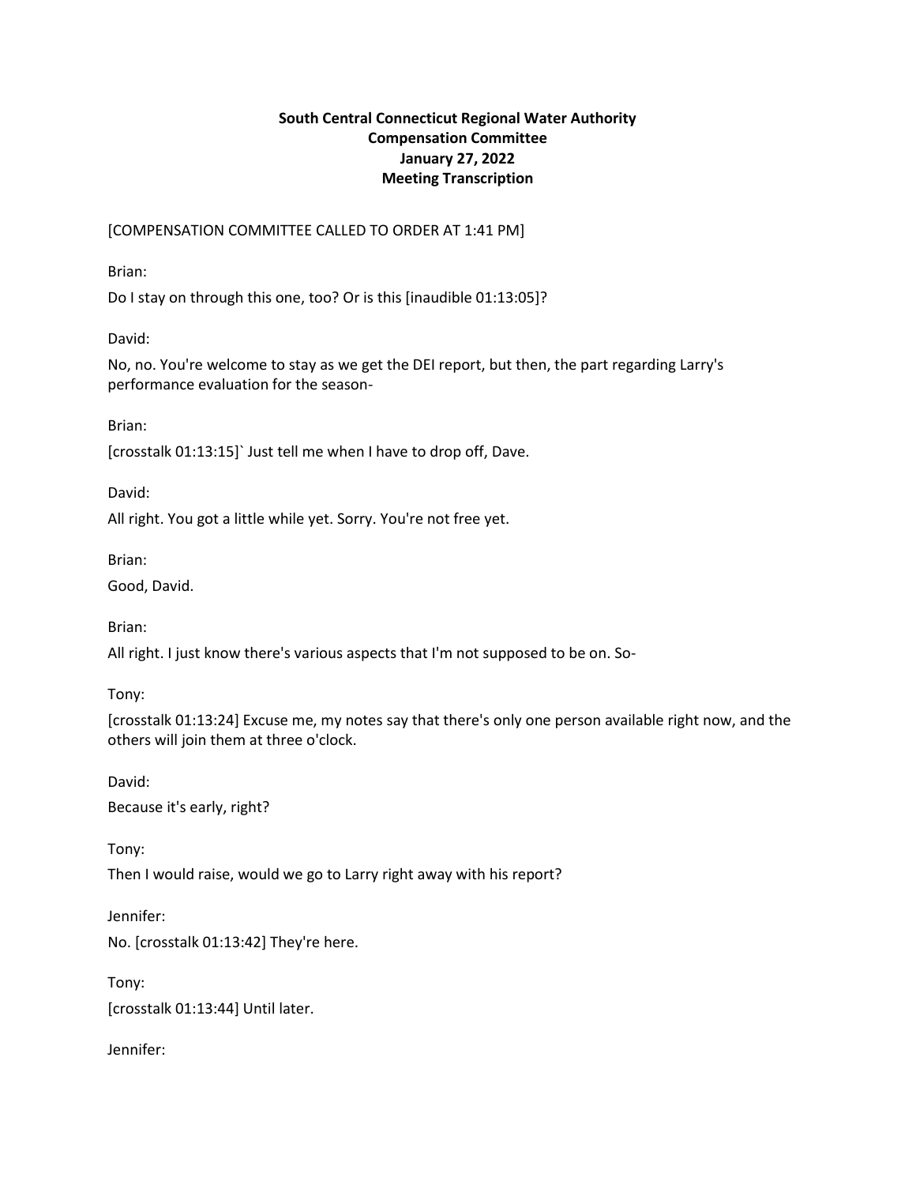**South Central Connecticut Regional Water Authority**
**Compensation Committee**
**January 27, 2022**
**Meeting Transcription**

[COMPENSATION COMMITTEE CALLED TO ORDER AT 1:41 PM]

Brian:

Do I stay on through this one, too? Or is this [inaudible 01:13:05]?

David:

No, no. You're welcome to stay as we get the DEI report, but then, the part regarding Larry's performance evaluation for the season-

Brian:

[crosstalk 01:13:15]` Just tell me when I have to drop off, Dave.

David:

All right. You got a little while yet. Sorry. You're not free yet.

Brian:

Good, David.

Brian:

All right. I just know there's various aspects that I'm not supposed to be on. So-

Tony:

[crosstalk 01:13:24] Excuse me, my notes say that there's only one person available right now, and the others will join them at three o'clock.

David:

Because it's early, right?

Tony:

Then I would raise, would we go to Larry right away with his report?

Jennifer:

No. [crosstalk 01:13:42] They're here.

Tony:

[crosstalk 01:13:44] Until later.

Jennifer: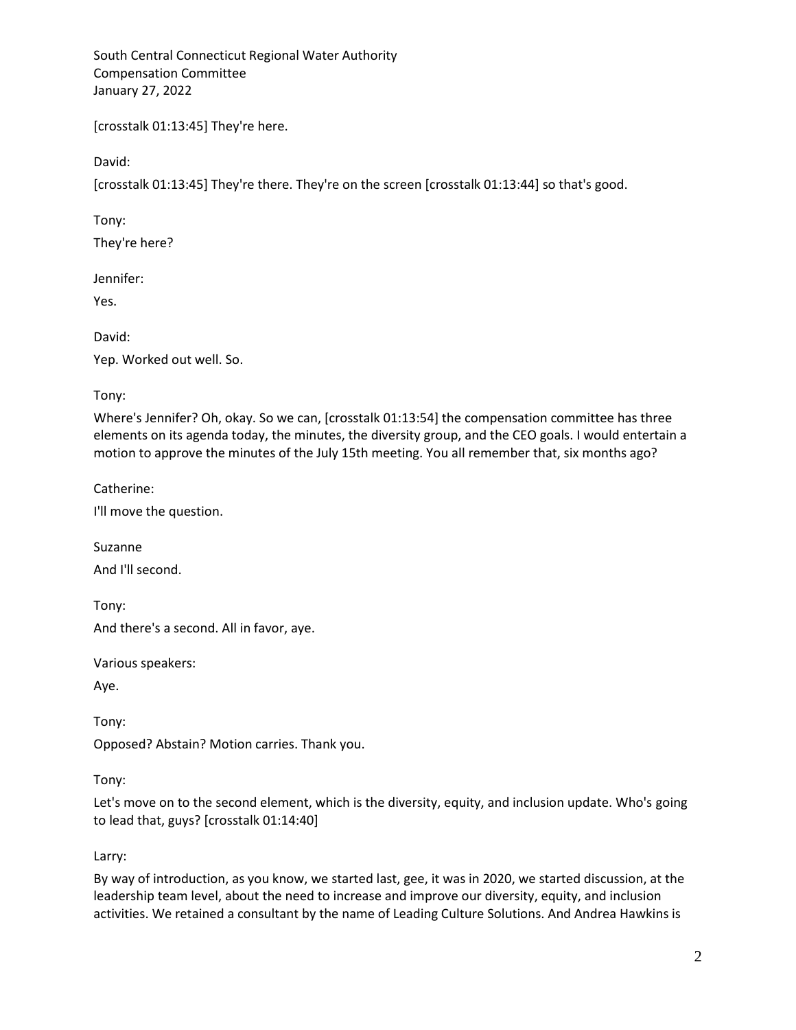[crosstalk 01:13:45] They're here.

David:

[crosstalk 01:13:45] They're there. They're on the screen [crosstalk 01:13:44] so that's good.

Tony:

They're here?

Jennifer:

Yes.

David:

Yep. Worked out well. So.

Tony:

Where's Jennifer? Oh, okay. So we can, [crosstalk 01:13:54] the compensation committee has three elements on its agenda today, the minutes, the diversity group, and the CEO goals. I would entertain a motion to approve the minutes of the July 15th meeting. You all remember that, six months ago?

Catherine:

I'll move the question.

Suzanne

And I'll second.

Tony:

And there's a second. All in favor, aye.

Various speakers:

Aye.

Tony:

Opposed? Abstain? Motion carries. Thank you.

Tony:

Let's move on to the second element, which is the diversity, equity, and inclusion update. Who's going to lead that, guys? [crosstalk 01:14:40]

Larry:

By way of introduction, as you know, we started last, gee, it was in 2020, we started discussion, at the leadership team level, about the need to increase and improve our diversity, equity, and inclusion activities. We retained a consultant by the name of Leading Culture Solutions. And Andrea Hawkins is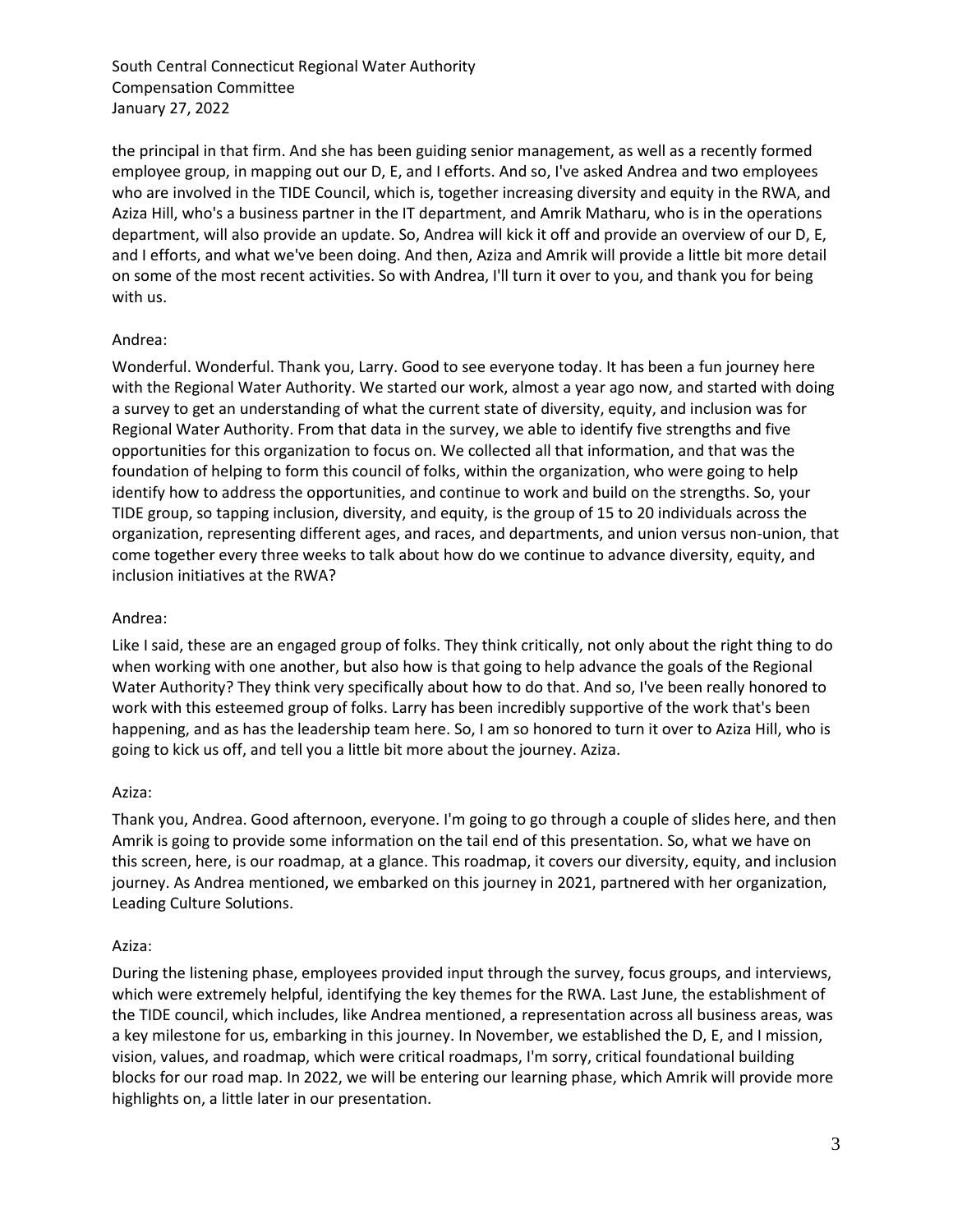the principal in that firm. And she has been guiding senior management, as well as a recently formed employee group, in mapping out our D, E, and I efforts. And so, I've asked Andrea and two employees who are involved in the TIDE Council, which is, together increasing diversity and equity in the RWA, and Aziza Hill, who's a business partner in the IT department, and Amrik Matharu, who is in the operations department, will also provide an update. So, Andrea will kick it off and provide an overview of our D, E, and I efforts, and what we've been doing. And then, Aziza and Amrik will provide a little bit more detail on some of the most recent activities. So with Andrea, I'll turn it over to you, and thank you for being with us.

Andrea:

Wonderful. Wonderful. Thank you, Larry. Good to see everyone today. It has been a fun journey here with the Regional Water Authority. We started our work, almost a year ago now, and started with doing a survey to get an understanding of what the current state of diversity, equity, and inclusion was for Regional Water Authority. From that data in the survey, we able to identify five strengths and five opportunities for this organization to focus on. We collected all that information, and that was the foundation of helping to form this council of folks, within the organization, who were going to help identify how to address the opportunities, and continue to work and build on the strengths. So, your TIDE group, so tapping inclusion, diversity, and equity, is the group of 15 to 20 individuals across the organization, representing different ages, and races, and departments, and union versus non-union, that come together every three weeks to talk about how do we continue to advance diversity, equity, and inclusion initiatives at the RWA?

Andrea:

Like I said, these are an engaged group of folks. They think critically, not only about the right thing to do when working with one another, but also how is that going to help advance the goals of the Regional Water Authority? They think very specifically about how to do that. And so, I've been really honored to work with this esteemed group of folks. Larry has been incredibly supportive of the work that's been happening, and as has the leadership team here. So, I am so honored to turn it over to Aziza Hill, who is going to kick us off, and tell you a little bit more about the journey. Aziza.

Aziza:

Thank you, Andrea. Good afternoon, everyone. I'm going to go through a couple of slides here, and then Amrik is going to provide some information on the tail end of this presentation. So, what we have on this screen, here, is our roadmap, at a glance. This roadmap, it covers our diversity, equity, and inclusion journey. As Andrea mentioned, we embarked on this journey in 2021, partnered with her organization, Leading Culture Solutions.

Aziza:

During the listening phase, employees provided input through the survey, focus groups, and interviews, which were extremely helpful, identifying the key themes for the RWA. Last June, the establishment of the TIDE council, which includes, like Andrea mentioned, a representation across all business areas, was a key milestone for us, embarking in this journey. In November, we established the D, E, and I mission, vision, values, and roadmap, which were critical roadmaps, I'm sorry, critical foundational building blocks for our road map. In 2022, we will be entering our learning phase, which Amrik will provide more highlights on, a little later in our presentation.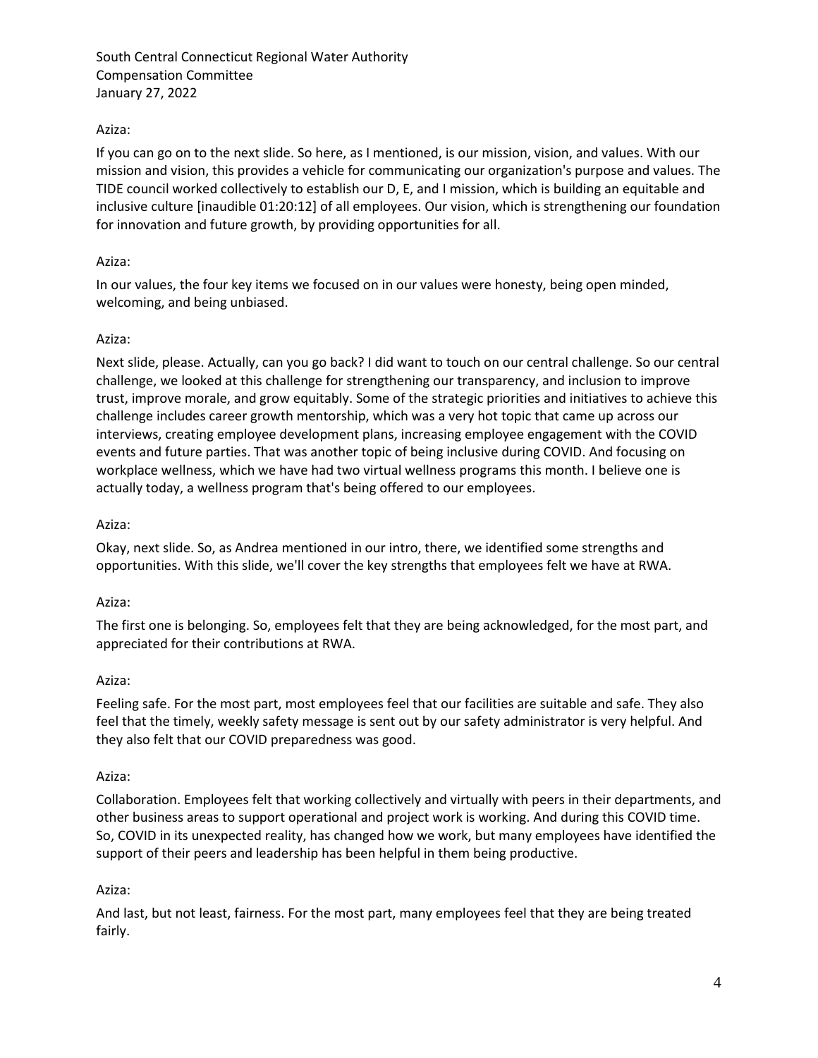Aziza:

If you can go on to the next slide. So here, as I mentioned, is our mission, vision, and values. With our mission and vision, this provides a vehicle for communicating our organization's purpose and values. The TIDE council worked collectively to establish our D, E, and I mission, which is building an equitable and inclusive culture [inaudible 01:20:12] of all employees. Our vision, which is strengthening our foundation for innovation and future growth, by providing opportunities for all.

Aziza:

In our values, the four key items we focused on in our values were honesty, being open minded, welcoming, and being unbiased.

Aziza:

Next slide, please. Actually, can you go back? I did want to touch on our central challenge. So our central challenge, we looked at this challenge for strengthening our transparency, and inclusion to improve trust, improve morale, and grow equitably. Some of the strategic priorities and initiatives to achieve this challenge includes career growth mentorship, which was a very hot topic that came up across our interviews, creating employee development plans, increasing employee engagement with the COVID events and future parties. That was another topic of being inclusive during COVID. And focusing on workplace wellness, which we have had two virtual wellness programs this month. I believe one is actually today, a wellness program that's being offered to our employees.

Aziza:

Okay, next slide. So, as Andrea mentioned in our intro, there, we identified some strengths and opportunities. With this slide, we'll cover the key strengths that employees felt we have at RWA.

Aziza:

The first one is belonging. So, employees felt that they are being acknowledged, for the most part, and appreciated for their contributions at RWA.

Aziza:

Feeling safe. For the most part, most employees feel that our facilities are suitable and safe. They also feel that the timely, weekly safety message is sent out by our safety administrator is very helpful. And they also felt that our COVID preparedness was good.

Aziza:

Collaboration. Employees felt that working collectively and virtually with peers in their departments, and other business areas to support operational and project work is working. And during this COVID time. So, COVID in its unexpected reality, has changed how we work, but many employees have identified the support of their peers and leadership has been helpful in them being productive.

Aziza:

And last, but not least, fairness. For the most part, many employees feel that they are being treated fairly.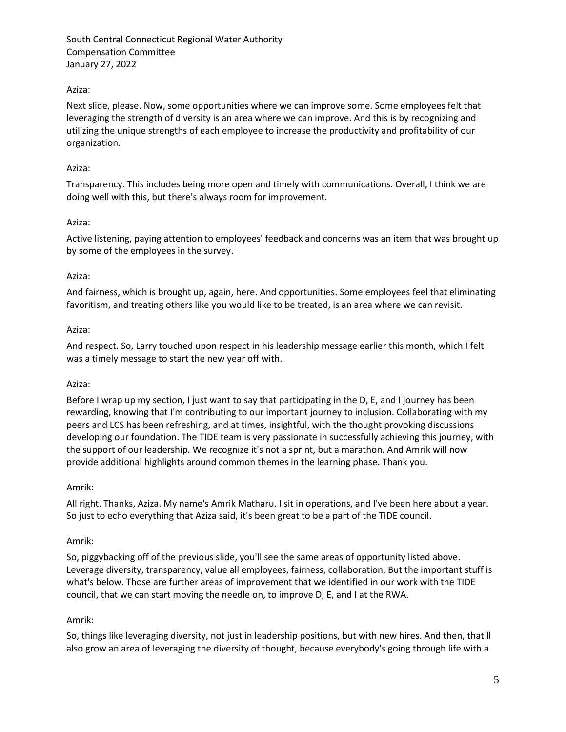Aziza:

Next slide, please. Now, some opportunities where we can improve some. Some employees felt that leveraging the strength of diversity is an area where we can improve. And this is by recognizing and utilizing the unique strengths of each employee to increase the productivity and profitability of our organization.

Aziza:

Transparency. This includes being more open and timely with communications. Overall, I think we are doing well with this, but there's always room for improvement.

Aziza:

Active listening, paying attention to employees' feedback and concerns was an item that was brought up by some of the employees in the survey.

Aziza:

And fairness, which is brought up, again, here. And opportunities. Some employees feel that eliminating favoritism, and treating others like you would like to be treated, is an area where we can revisit.

Aziza:

And respect. So, Larry touched upon respect in his leadership message earlier this month, which I felt was a timely message to start the new year off with.

Aziza:

Before I wrap up my section, I just want to say that participating in the D, E, and I journey has been rewarding, knowing that I'm contributing to our important journey to inclusion. Collaborating with my peers and LCS has been refreshing, and at times, insightful, with the thought provoking discussions developing our foundation. The TIDE team is very passionate in successfully achieving this journey, with the support of our leadership. We recognize it's not a sprint, but a marathon. And Amrik will now provide additional highlights around common themes in the learning phase. Thank you.

Amrik:

All right. Thanks, Aziza. My name's Amrik Matharu. I sit in operations, and I've been here about a year. So just to echo everything that Aziza said, it's been great to be a part of the TIDE council.

Amrik:

So, piggybacking off of the previous slide, you'll see the same areas of opportunity listed above. Leverage diversity, transparency, value all employees, fairness, collaboration. But the important stuff is what's below. Those are further areas of improvement that we identified in our work with the TIDE council, that we can start moving the needle on, to improve D, E, and I at the RWA.

Amrik:

So, things like leveraging diversity, not just in leadership positions, but with new hires. And then, that'll also grow an area of leveraging the diversity of thought, because everybody's going through life with a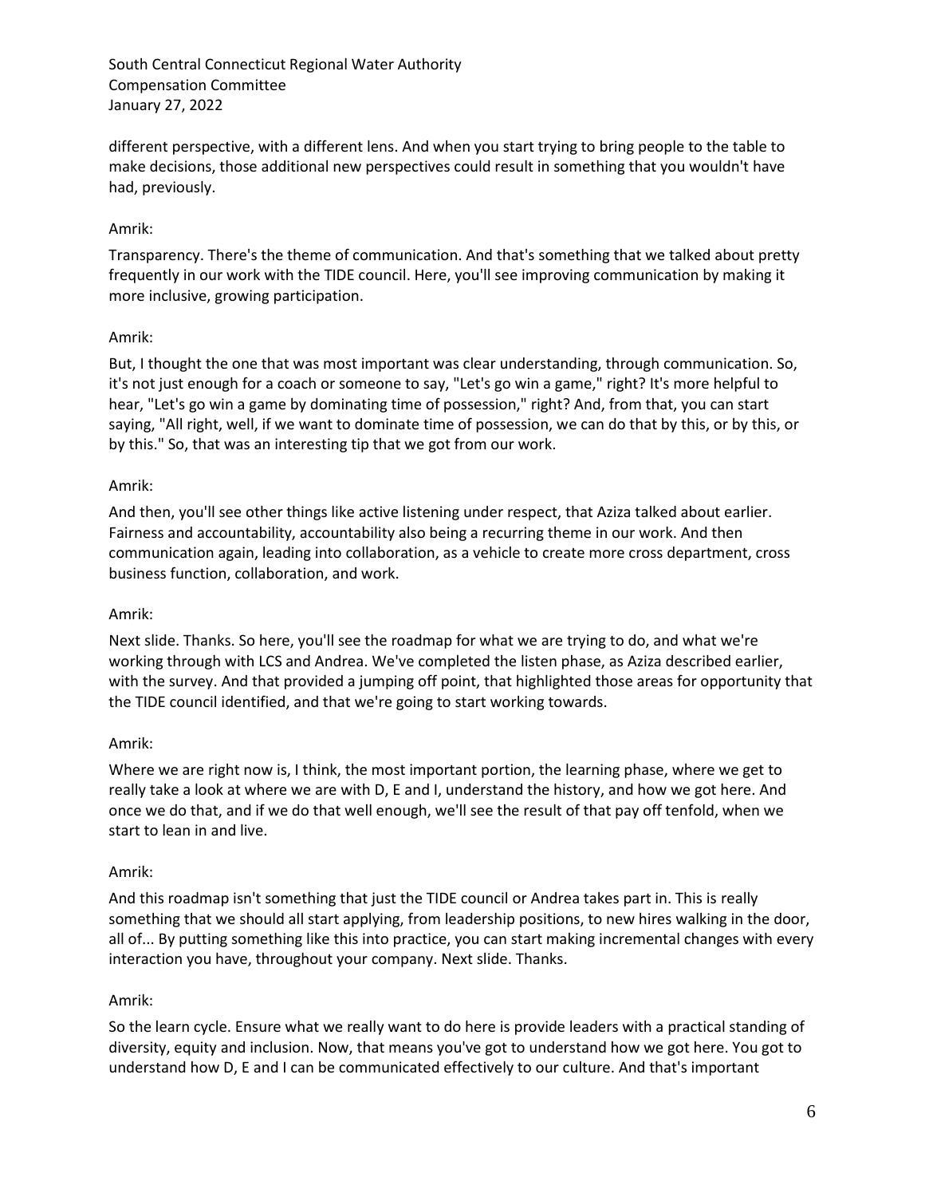different perspective, with a different lens. And when you start trying to bring people to the table to make decisions, those additional new perspectives could result in something that you wouldn't have had, previously.

Amrik:

Transparency. There's the theme of communication. And that's something that we talked about pretty frequently in our work with the TIDE council. Here, you'll see improving communication by making it more inclusive, growing participation.

Amrik:

But, I thought the one that was most important was clear understanding, through communication. So, it's not just enough for a coach or someone to say, "Let's go win a game," right? It's more helpful to hear, "Let's go win a game by dominating time of possession," right? And, from that, you can start saying, "All right, well, if we want to dominate time of possession, we can do that by this, or by this, or by this." So, that was an interesting tip that we got from our work.

Amrik:

And then, you'll see other things like active listening under respect, that Aziza talked about earlier. Fairness and accountability, accountability also being a recurring theme in our work. And then communication again, leading into collaboration, as a vehicle to create more cross department, cross business function, collaboration, and work.

Amrik:

Next slide. Thanks. So here, you'll see the roadmap for what we are trying to do, and what we're working through with LCS and Andrea. We've completed the listen phase, as Aziza described earlier, with the survey. And that provided a jumping off point, that highlighted those areas for opportunity that the TIDE council identified, and that we're going to start working towards.

Amrik:

Where we are right now is, I think, the most important portion, the learning phase, where we get to really take a look at where we are with D, E and I, understand the history, and how we got here. And once we do that, and if we do that well enough, we'll see the result of that pay off tenfold, when we start to lean in and live.

Amrik:

And this roadmap isn't something that just the TIDE council or Andrea takes part in. This is really something that we should all start applying, from leadership positions, to new hires walking in the door, all of... By putting something like this into practice, you can start making incremental changes with every interaction you have, throughout your company. Next slide. Thanks.

Amrik:

So the learn cycle. Ensure what we really want to do here is provide leaders with a practical standing of diversity, equity and inclusion. Now, that means you've got to understand how we got here. You got to understand how D, E and I can be communicated effectively to our culture. And that's important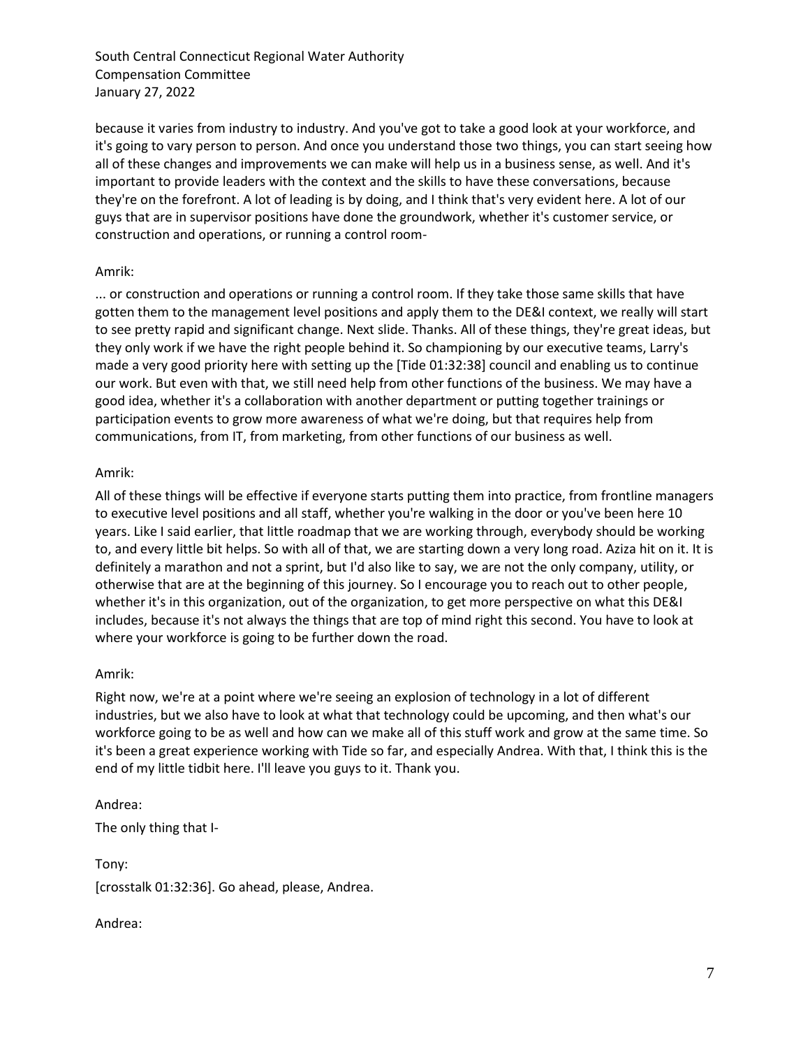because it varies from industry to industry. And you've got to take a good look at your workforce, and it's going to vary person to person. And once you understand those two things, you can start seeing how all of these changes and improvements we can make will help us in a business sense, as well. And it's important to provide leaders with the context and the skills to have these conversations, because they're on the forefront. A lot of leading is by doing, and I think that's very evident here. A lot of our guys that are in supervisor positions have done the groundwork, whether it's customer service, or construction and operations, or running a control room-

Amrik:

... or construction and operations or running a control room. If they take those same skills that have gotten them to the management level positions and apply them to the DE&I context, we really will start to see pretty rapid and significant change. Next slide. Thanks. All of these things, they're great ideas, but they only work if we have the right people behind it. So championing by our executive teams, Larry's made a very good priority here with setting up the [Tide 01:32:38] council and enabling us to continue our work. But even with that, we still need help from other functions of the business. We may have a good idea, whether it's a collaboration with another department or putting together trainings or participation events to grow more awareness of what we're doing, but that requires help from communications, from IT, from marketing, from other functions of our business as well.

Amrik:

All of these things will be effective if everyone starts putting them into practice, from frontline managers to executive level positions and all staff, whether you're walking in the door or you've been here 10 years. Like I said earlier, that little roadmap that we are working through, everybody should be working to, and every little bit helps. So with all of that, we are starting down a very long road. Aziza hit on it. It is definitely a marathon and not a sprint, but I'd also like to say, we are not the only company, utility, or otherwise that are at the beginning of this journey. So I encourage you to reach out to other people, whether it's in this organization, out of the organization, to get more perspective on what this DE&I includes, because it's not always the things that are top of mind right this second. You have to look at where your workforce is going to be further down the road.

Amrik:

Right now, we're at a point where we're seeing an explosion of technology in a lot of different industries, but we also have to look at what that technology could be upcoming, and then what's our workforce going to be as well and how can we make all of this stuff work and grow at the same time. So it's been a great experience working with Tide so far, and especially Andrea. With that, I think this is the end of my little tidbit here. I'll leave you guys to it. Thank you.

Andrea:

The only thing that I-

Tony:

[crosstalk 01:32:36]. Go ahead, please, Andrea.

Andrea: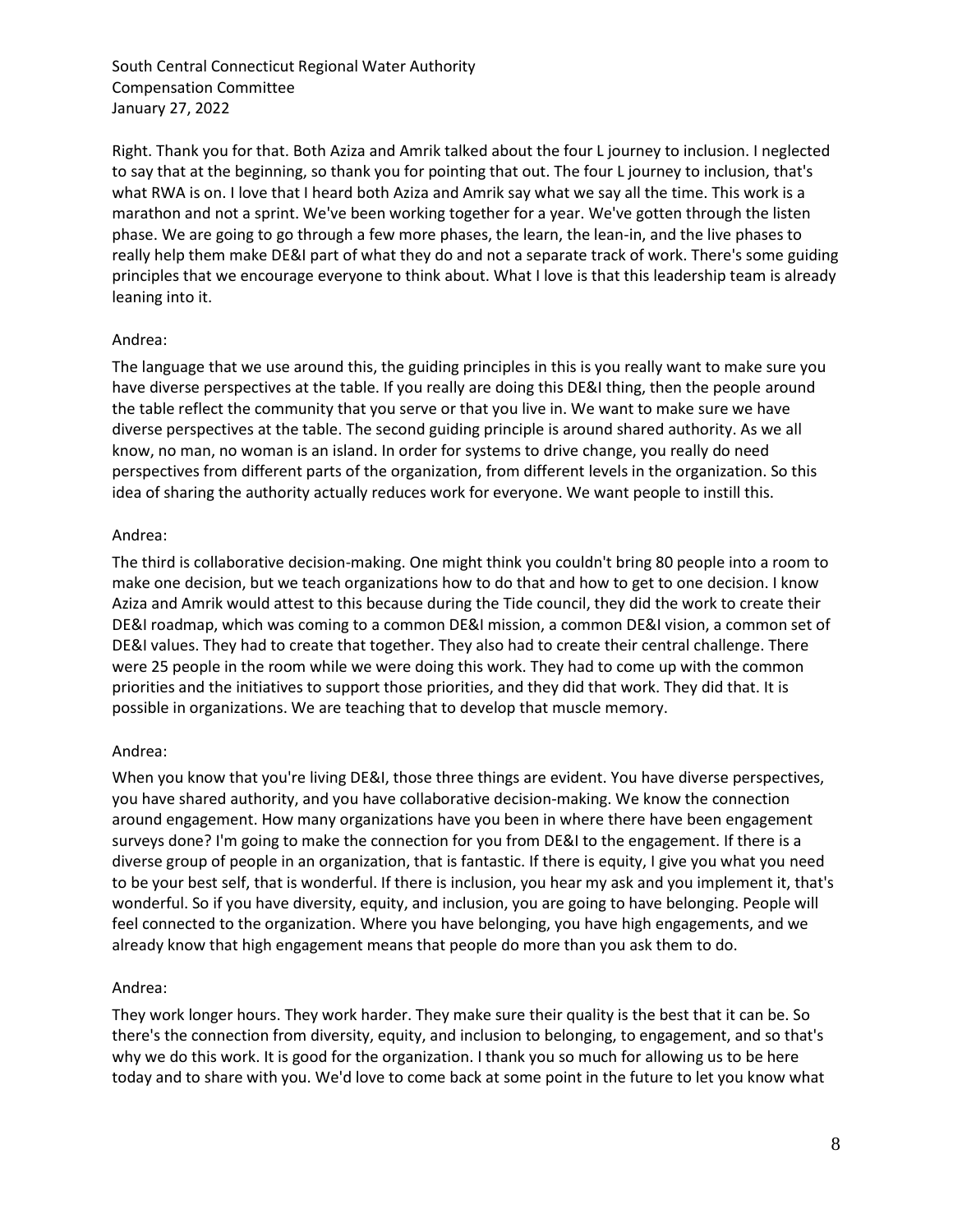Right. Thank you for that. Both Aziza and Amrik talked about the four L journey to inclusion. I neglected to say that at the beginning, so thank you for pointing that out. The four L journey to inclusion, that's what RWA is on. I love that I heard both Aziza and Amrik say what we say all the time. This work is a marathon and not a sprint. We've been working together for a year. We've gotten through the listen phase. We are going to go through a few more phases, the learn, the lean-in, and the live phases to really help them make DE&I part of what they do and not a separate track of work. There's some guiding principles that we encourage everyone to think about. What I love is that this leadership team is already leaning into it.

Andrea:

The language that we use around this, the guiding principles in this is you really want to make sure you have diverse perspectives at the table. If you really are doing this DE&I thing, then the people around the table reflect the community that you serve or that you live in. We want to make sure we have diverse perspectives at the table. The second guiding principle is around shared authority. As we all know, no man, no woman is an island. In order for systems to drive change, you really do need perspectives from different parts of the organization, from different levels in the organization. So this idea of sharing the authority actually reduces work for everyone. We want people to instill this.

Andrea:

The third is collaborative decision-making. One might think you couldn't bring 80 people into a room to make one decision, but we teach organizations how to do that and how to get to one decision. I know Aziza and Amrik would attest to this because during the Tide council, they did the work to create their DE&I roadmap, which was coming to a common DE&I mission, a common DE&I vision, a common set of DE&I values. They had to create that together. They also had to create their central challenge. There were 25 people in the room while we were doing this work. They had to come up with the common priorities and the initiatives to support those priorities, and they did that work. They did that. It is possible in organizations. We are teaching that to develop that muscle memory.

Andrea:

When you know that you're living DE&I, those three things are evident. You have diverse perspectives, you have shared authority, and you have collaborative decision-making. We know the connection around engagement. How many organizations have you been in where there have been engagement surveys done? I'm going to make the connection for you from DE&I to the engagement. If there is a diverse group of people in an organization, that is fantastic. If there is equity, I give you what you need to be your best self, that is wonderful. If there is inclusion, you hear my ask and you implement it, that's wonderful. So if you have diversity, equity, and inclusion, you are going to have belonging. People will feel connected to the organization. Where you have belonging, you have high engagements, and we already know that high engagement means that people do more than you ask them to do.

Andrea:

They work longer hours. They work harder. They make sure their quality is the best that it can be. So there's the connection from diversity, equity, and inclusion to belonging, to engagement, and so that's why we do this work. It is good for the organization. I thank you so much for allowing us to be here today and to share with you. We'd love to come back at some point in the future to let you know what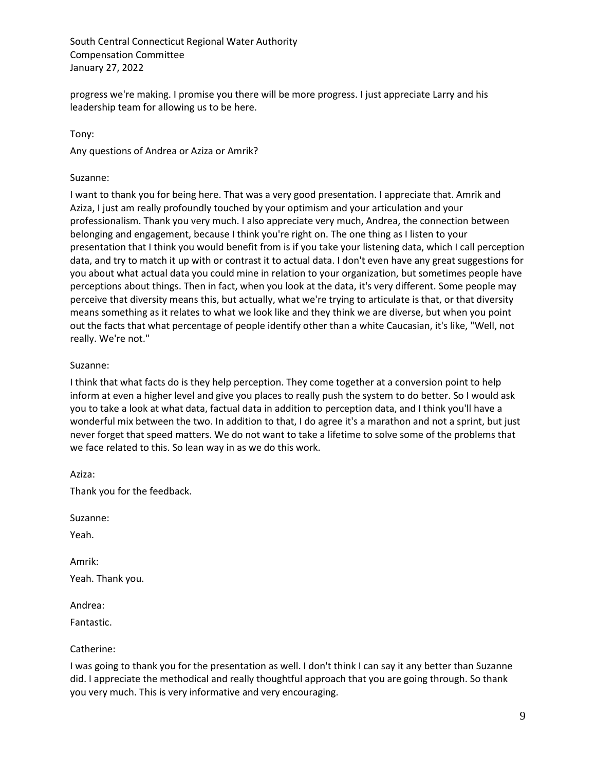progress we're making. I promise you there will be more progress. I just appreciate Larry and his leadership team for allowing us to be here.

Tony:

Any questions of Andrea or Aziza or Amrik?

Suzanne:

I want to thank you for being here. That was a very good presentation. I appreciate that. Amrik and Aziza, I just am really profoundly touched by your optimism and your articulation and your professionalism. Thank you very much. I also appreciate very much, Andrea, the connection between belonging and engagement, because I think you're right on. The one thing as I listen to your presentation that I think you would benefit from is if you take your listening data, which I call perception data, and try to match it up with or contrast it to actual data. I don't even have any great suggestions for you about what actual data you could mine in relation to your organization, but sometimes people have perceptions about things. Then in fact, when you look at the data, it's very different. Some people may perceive that diversity means this, but actually, what we're trying to articulate is that, or that diversity means something as it relates to what we look like and they think we are diverse, but when you point out the facts that what percentage of people identify other than a white Caucasian, it's like, "Well, not really. We're not."

Suzanne:

I think that what facts do is they help perception. They come together at a conversion point to help inform at even a higher level and give you places to really push the system to do better. So I would ask you to take a look at what data, factual data in addition to perception data, and I think you'll have a wonderful mix between the two. In addition to that, I do agree it's a marathon and not a sprint, but just never forget that speed matters. We do not want to take a lifetime to solve some of the problems that we face related to this. So lean way in as we do this work.

Aziza:

Thank you for the feedback.

Suzanne:

Yeah.

Amrik:

Yeah. Thank you.

Andrea:

Fantastic.

Catherine:

I was going to thank you for the presentation as well. I don't think I can say it any better than Suzanne did. I appreciate the methodical and really thoughtful approach that you are going through. So thank you very much. This is very informative and very encouraging.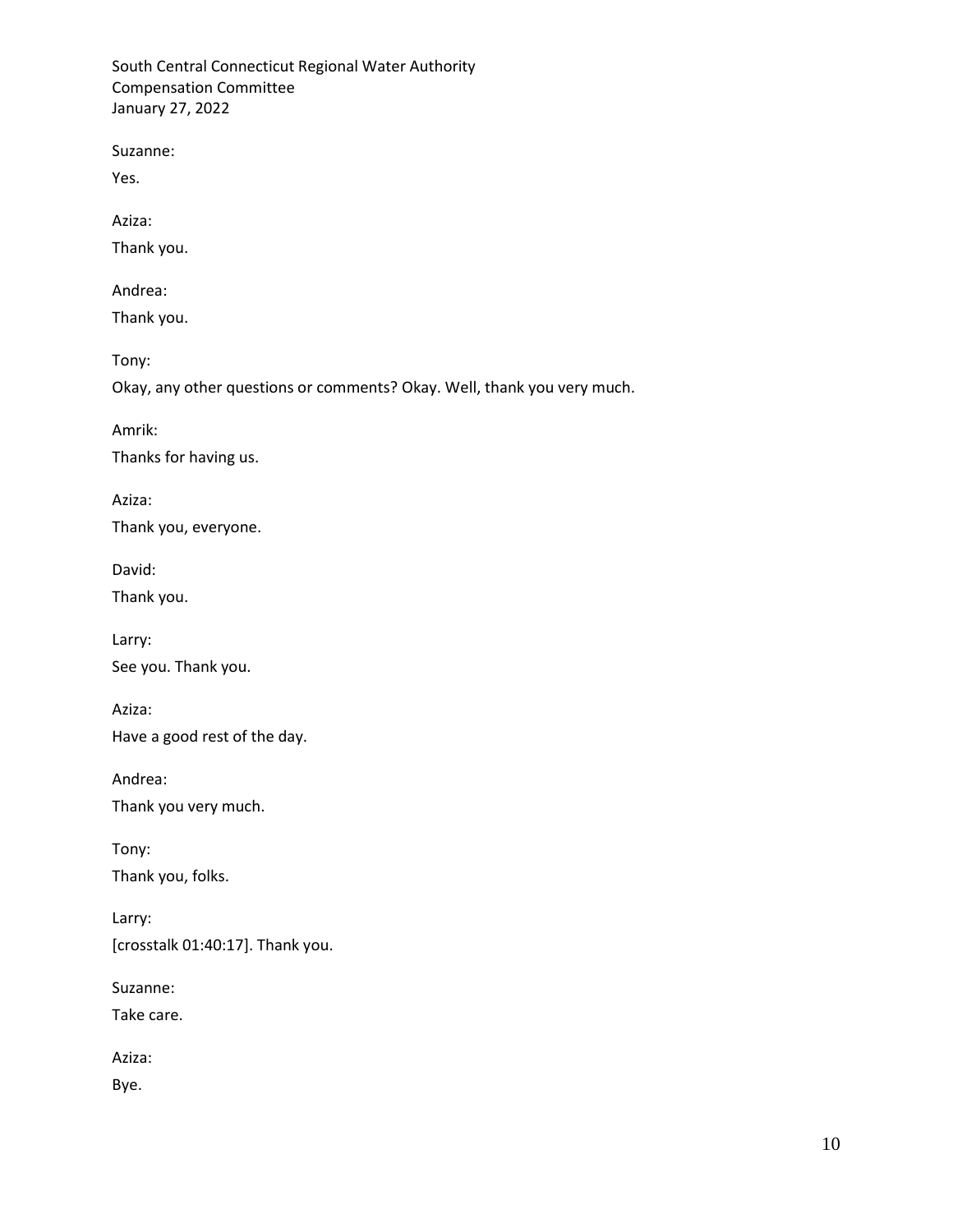Suzanne:

Yes.

Aziza:

Thank you.

Andrea:

Thank you.

Tony:

Okay, any other questions or comments? Okay. Well, thank you very much.

Amrik:

Thanks for having us.

Aziza:

Thank you, everyone.

David:

Thank you.

Larry:

See you. Thank you.

Aziza:

Have a good rest of the day.

Andrea:

Thank you very much.

Tony:

Thank you, folks.

Larry:

[crosstalk 01:40:17]. Thank you.

Suzanne:

Take care.

Aziza:

Bye.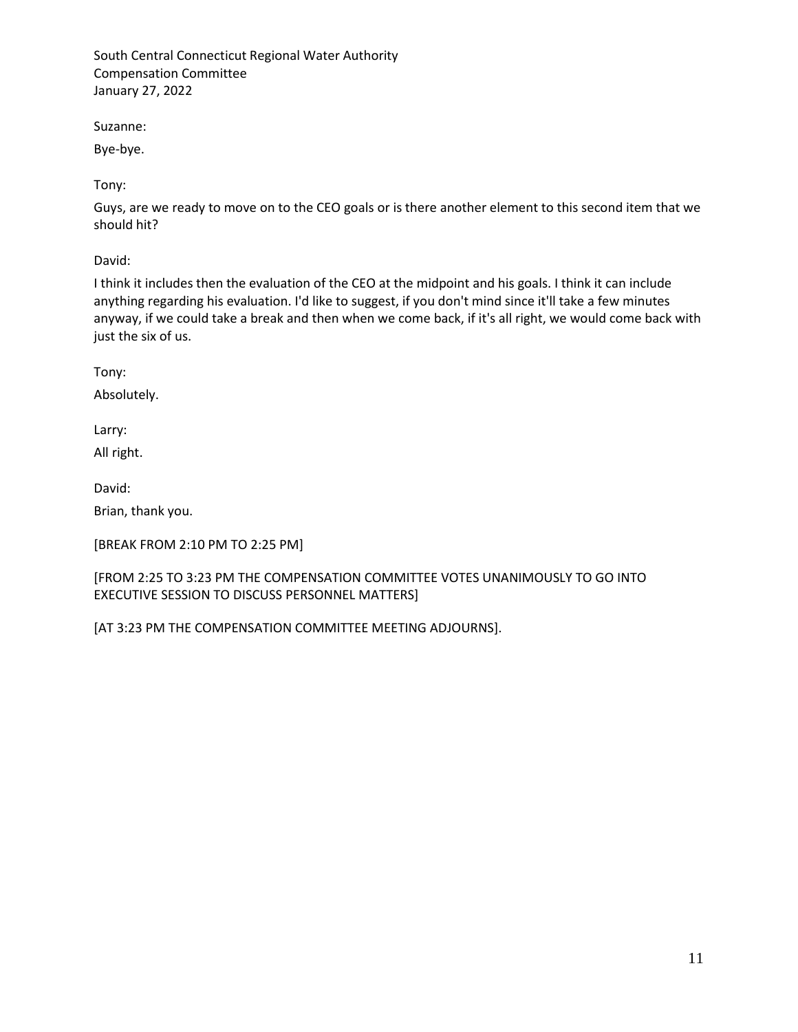Suzanne:

Bye-bye.

Tony:

Guys, are we ready to move on to the CEO goals or is there another element to this second item that we should hit?

David:

I think it includes then the evaluation of the CEO at the midpoint and his goals. I think it can include anything regarding his evaluation. I'd like to suggest, if you don't mind since it'll take a few minutes anyway, if we could take a break and then when we come back, if it's all right, we would come back with just the six of us.

Tony:

Absolutely.

Larry:

All right.

David:

Brian, thank you.

[BREAK FROM 2:10 PM TO 2:25 PM]

[FROM 2:25 TO 3:23 PM THE COMPENSATION COMMITTEE VOTES UNANIMOUSLY TO GO INTO EXECUTIVE SESSION TO DISCUSS PERSONNEL MATTERS]

[AT 3:23 PM THE COMPENSATION COMMITTEE MEETING ADJOURNS].